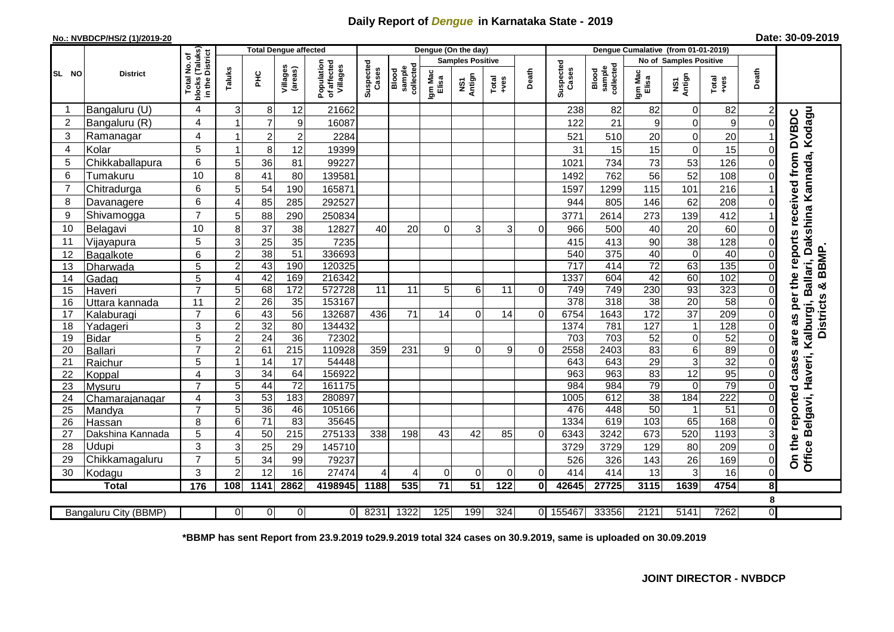# Daily Report of *Dengue* in Karnataka State - 2019

**No.: NVBDCP/HS/2 (1)/2019-20** **Date: 30-09-2019**

| SL NO | District | Total No. of blocks (Taluks) in the District | Total Dengue affected | | | | Dengue (On the day) | | | | | | Dengue Cumalative (from 01-01-2019) | | | | | | |
|---|---|---|---|---|---|---|---|---|---|---|---|---|---|---|---|---|---|---|---|
| | | | | | | | | | Samples Positive | | | | | | No of Samples Positive | | | | |
| | | | Taluks | PHC | Villages (areas) | Population of affected Villages | Suspected Cases | Blood sample collected | Igm Mac Elisa | NS1 Antign | Total +ves | Death | Suspected Cases | Blood sample collected | Igm Mac Elisa | NS1 Antign | Total +ves | Death | |
| 1 | Bangaluru (U) | 4 | 3 | 8 | 12 | 21662 | | | | | | | 238 | 82 | 82 | 0 | 82 | 2 | On the reported cases are as per the reports received from DVBDC Office Belgavi, Haveri, Kalburgi, Ballari, Dakshina Kannada, Kodagu Districts & BBMP. |
| 2 | Bangaluru (R) | 4 | 1 | 7 | 9 | 16087 | | | | | | | 122 | 21 | 9 | 0 | 9 | 0 | |
| 3 | Ramanagar | 4 | 1 | 2 | 2 | 2284 | | | | | | | 521 | 510 | 20 | 0 | 20 | 1 | |
| 4 | Kolar | 5 | 1 | 8 | 12 | 19399 | | | | | | | 31 | 15 | 15 | 0 | 15 | 0 | |
| 5 | Chikkaballapura | 6 | 5 | 36 | 81 | 99227 | | | | | | | 1021 | 734 | 73 | 53 | 126 | 0 | |
| 6 | Tumakuru | 10 | 8 | 41 | 80 | 139581 | | | | | | | 1492 | 762 | 56 | 52 | 108 | 0 | |
| 7 | Chitradurga | 6 | 5 | 54 | 190 | 165871 | | | | | | | 1597 | 1299 | 115 | 101 | 216 | 1 | |
| 8 | Davanagere | 6 | 4 | 85 | 285 | 292527 | | | | | | | 944 | 805 | 146 | 62 | 208 | 0 | |
| 9 | Shivamogga | 7 | 5 | 88 | 290 | 250834 | | | | | | | 3771 | 2614 | 273 | 139 | 412 | 1 | |
| 10 | Belagavi | 10 | 8 | 37 | 38 | 12827 | 40 | 20 | 0 | 3 | 3 | 0 | 966 | 500 | 40 | 20 | 60 | 0 | |
| 11 | Vijayapura | 5 | 3 | 25 | 35 | 7235 | | | | | | | 415 | 413 | 90 | 38 | 128 | 0 | |
| 12 | Bagalkote | 6 | 2 | 38 | 51 | 336693 | | | | | | | 540 | 375 | 40 | 0 | 40 | 0 | |
| 13 | Dharwada | 5 | 2 | 43 | 190 | 120325 | | | | | | | 717 | 414 | 72 | 63 | 135 | 0 | |
| 14 | Gadag | 5 | 4 | 42 | 169 | 216342 | | | | | | | 1337 | 604 | 42 | 60 | 102 | 0 | |
| 15 | Haveri | 7 | 5 | 68 | 172 | 572728 | 11 | 11 | 5 | 6 | 11 | 0 | 749 | 749 | 230 | 93 | 323 | 0 | |
| 16 | Uttara kannada | 11 | 2 | 26 | 35 | 153167 | | | | | | | 378 | 318 | 38 | 20 | 58 | 0 | |
| 17 | Kalaburagi | 7 | 6 | 43 | 56 | 132687 | 436 | 71 | 14 | 0 | 14 | 0 | 6754 | 1643 | 172 | 37 | 209 | 0 | |
| 18 | Yadageri | 3 | 2 | 32 | 80 | 134432 | | | | | | | 1374 | 781 | 127 | 1 | 128 | 0 | |
| 19 | Bidar | 5 | 2 | 24 | 36 | 72302 | | | | | | | 703 | 703 | 52 | 0 | 52 | 0 | |
| 20 | Ballari | 7 | 2 | 61 | 215 | 110928 | 359 | 231 | 9 | 0 | 9 | 0 | 2558 | 2403 | 83 | 6 | 89 | 0 | |
| 21 | Raichur | 5 | 1 | 14 | 17 | 54448 | | | | | | | 643 | 643 | 29 | 3 | 32 | 0 | |
| 22 | Koppal | 4 | 3 | 34 | 64 | 156922 | | | | | | | 963 | 963 | 83 | 12 | 95 | 0 | |
| 23 | Mysuru | 7 | 5 | 44 | 72 | 161175 | | | | | | | 984 | 984 | 79 | 0 | 79 | 0 | |
| 24 | Chamarajanagar | 4 | 3 | 53 | 183 | 280897 | | | | | | | 1005 | 612 | 38 | 184 | 222 | 0 | |
| 25 | Mandya | 7 | 5 | 36 | 46 | 105166 | | | | | | | 476 | 448 | 50 | 1 | 51 | 0 | |
| 26 | Hassan | 8 | 6 | 71 | 83 | 35645 | | | | | | | 1334 | 619 | 103 | 65 | 168 | 0 | |
| 27 | Dakshina Kannada | 5 | 4 | 50 | 215 | 275133 | 338 | 198 | 43 | 42 | 85 | 0 | 6343 | 3242 | 673 | 520 | 1193 | 3 | |
| 28 | Udupi | 3 | 3 | 25 | 29 | 145710 | | | | | | | 3729 | 3729 | 129 | 80 | 209 | 0 | |
| 29 | Chikkamagaluru | 7 | 5 | 34 | 99 | 79237 | | | | | | | 526 | 326 | 143 | 26 | 169 | 0 | |
| 30 | Kodagu | 3 | 2 | 12 | 16 | 27474 | 4 | 4 | 0 | 0 | 0 | 0 | 414 | 414 | 13 | 3 | 16 | 0 | |
| | **Total** | **176** | **108** | **1141** | **2862** | **4198945** | **1188** | **535** | **71** | **51** | **122** | **0** | **42645** | **27725** | **3115** | **1639** | **4754** | **8** | |
| | | | | | | | | | | | | | | | | | | 8 | |
| | Bangaluru City (BBMP) | | 0 | 0 | 0 | 0 | 8231 | 1322 | 125 | 199 | 324 | 0 | 155467 | 33356 | 2121 | 5141 | 7262 | 0 | |

**\*BBMP has sent Report from 23.9.2019 to29.9.2019 total 324 cases on 30.9.2019, same is uploaded on 30.09.2019**

**JOINT DIRECTOR - NVBDCP**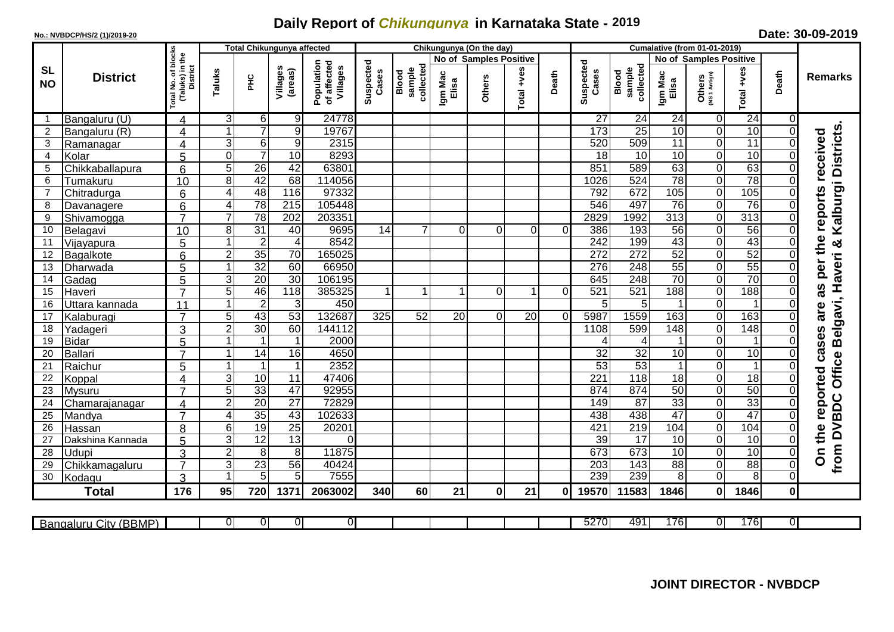# Daily Report of *Chikungunya* in Karnataka State - 2019

**No.: NVBDCP/HS/2 (1)/2019-20**

**Date: 30-09-2019**

| SL NO | District | Total No. of blocks (Taluks) in the District | Total Chikungunya affected | | | | Chikungunya (On the day) | | | | | | Cumalative (from 01-01-2019) | | | | | | Remarks |
|---|---|---|---|---|---|---|---|---|---|---|---|---|---|---|---|---|---|---|---|
| | | | Taluks | PHC | Villages (areas) | Population of affected Villages | Suspected Cases | Blood sample collected | No of Samples Positive | | | Death | Suspected Cases | Blood sample collected | No of Samples Positive | | | Death | |
| | | | | | | | | | Igm Mac Elisa | Others | Total +ves | | | | Igm Mac Elisa | Others (NS1 Antign) | Total +ves | | |
| 1 | Bangaluru (U) | 4 | 3 | 6 | 9 | 24778 | | | | | | | 27 | 24 | 24 | 0 | 24 | 0 | |
| 2 | Bangaluru (R) | 4 | 1 | 7 | 9 | 19767 | | | | | | | 173 | 25 | 10 | 0 | 10 | 0 | On the reported cases are as per the reports received from DVBDC Office Belgavi, Haveri & Kalburgi Districts. |
| 3 | Ramanagar | 4 | 3 | 6 | 9 | 2315 | | | | | | | 520 | 509 | 11 | 0 | 11 | 0 | |
| 4 | Kolar | 5 | 0 | 7 | 10 | 8293 | | | | | | | 18 | 10 | 10 | 0 | 10 | 0 | |
| 5 | Chikkaballapura | 6 | 5 | 26 | 42 | 63801 | | | | | | | 851 | 589 | 63 | 0 | 63 | 0 | |
| 6 | Tumakuru | 10 | 8 | 42 | 68 | 114056 | | | | | | | 1026 | 524 | 78 | 0 | 78 | 0 | |
| 7 | Chitradurga | 6 | 4 | 48 | 116 | 97332 | | | | | | | 792 | 672 | 105 | 0 | 105 | 0 | |
| 8 | Davanagere | 6 | 4 | 78 | 215 | 105448 | | | | | | | 546 | 497 | 76 | 0 | 76 | 0 | |
| 9 | Shivamogga | 7 | 7 | 78 | 202 | 203351 | | | | | | | 2829 | 1992 | 313 | 0 | 313 | 0 | |
| 10 | Belagavi | 10 | 8 | 31 | 40 | 9695 | 14 | 7 | 0 | 0 | 0 | 0 | 386 | 193 | 56 | 0 | 56 | 0 | |
| 11 | Vijayapura | 5 | 1 | 2 | 4 | 8542 | | | | | | | 242 | 199 | 43 | 0 | 43 | 0 | |
| 12 | Bagalkote | 6 | 2 | 35 | 70 | 165025 | | | | | | | 272 | 272 | 52 | 0 | 52 | 0 | |
| 13 | Dharwada | 5 | 1 | 32 | 60 | 66950 | | | | | | | 276 | 248 | 55 | 0 | 55 | 0 | |
| 14 | Gadag | 5 | 3 | 20 | 30 | 106195 | | | | | | | 645 | 248 | 70 | 0 | 70 | 0 | |
| 15 | Haveri | 7 | 5 | 46 | 118 | 385325 | 1 | 1 | 1 | 0 | 1 | 0 | 521 | 521 | 188 | 0 | 188 | 0 | |
| 16 | Uttara kannada | 11 | 1 | 2 | 3 | 450 | | | | | | | 5 | 5 | 1 | 0 | 1 | 0 | |
| 17 | Kalaburagi | 7 | 5 | 43 | 53 | 132687 | 325 | 52 | 20 | 0 | 20 | 0 | 5987 | 1559 | 163 | 0 | 163 | 0 | |
| 18 | Yadageri | 3 | 2 | 30 | 60 | 144112 | | | | | | | 1108 | 599 | 148 | 0 | 148 | 0 | |
| 19 | Bidar | 5 | 1 | 1 | 1 | 2000 | | | | | | | 4 | 4 | 1 | 0 | 1 | 0 | |
| 20 | Ballari | 7 | 1 | 14 | 16 | 4650 | | | | | | | 32 | 32 | 10 | 0 | 10 | 0 | |
| 21 | Raichur | 5 | 1 | 1 | 1 | 2352 | | | | | | | 53 | 53 | 1 | 0 | 1 | 0 | |
| 22 | Koppal | 4 | 3 | 10 | 11 | 47406 | | | | | | | 221 | 118 | 18 | 0 | 18 | 0 | |
| 23 | Mysuru | 7 | 5 | 33 | 47 | 92955 | | | | | | | 874 | 874 | 50 | 0 | 50 | 0 | |
| 24 | Chamarajanagar | 4 | 2 | 20 | 27 | 72829 | | | | | | | 149 | 87 | 33 | 0 | 33 | 0 | |
| 25 | Mandya | 7 | 4 | 35 | 43 | 102633 | | | | | | | 438 | 438 | 47 | 0 | 47 | 0 | |
| 26 | Hassan | 8 | 6 | 19 | 25 | 20201 | | | | | | | 421 | 219 | 104 | 0 | 104 | 0 | |
| 27 | Dakshina Kannada | 5 | 3 | 12 | 13 | 0 | | | | | | | 39 | 17 | 10 | 0 | 10 | 0 | |
| 28 | Udupi | 3 | 2 | 8 | 8 | 11875 | | | | | | | 673 | 673 | 10 | 0 | 10 | 0 | |
| 29 | Chikkamagaluru | 7 | 3 | 23 | 56 | 40424 | | | | | | | 203 | 143 | 88 | 0 | 88 | 0 | |
| 30 | Kodagu | 3 | 1 | 5 | 5 | 7555 | | | | | | | 239 | 239 | 8 | 0 | 8 | 0 | |
| | **Total** | **176** | **95** | **720** | **1371** | **2063002** | **340** | **60** | **21** | **0** | **21** | **0** | **19570** | **11583** | **1846** | **0** | **1846** | **0** | |

| | | | | | | | | | | | | | | | | | | |
|---|---|---|---|---|---|---|---|---|---|---|---|---|---|---|---|---|---|---|
| Bangaluru City (BBMP) | | | 0 | 0 | 0 | 0 | | | | | | | 5270 | 491 | 176 | 0 | 176 | 0 |

**JOINT DIRECTOR - NVBDCP**